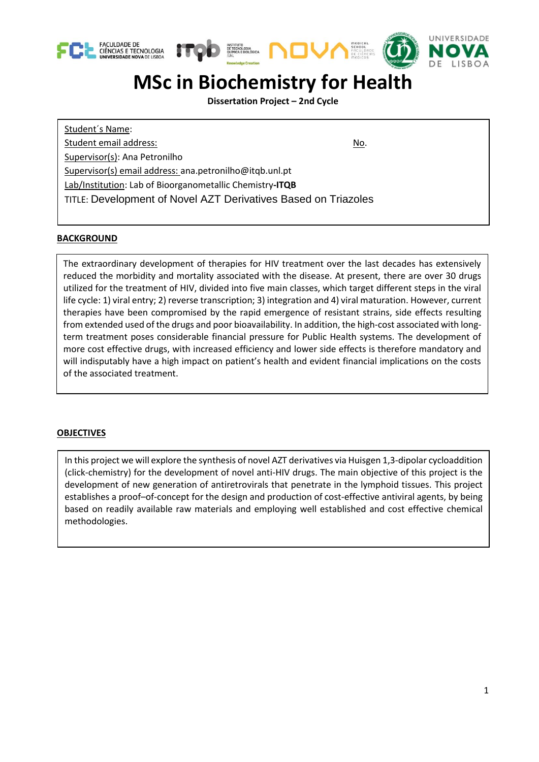# MSc in Biochemistry for Health

**Dissertation Project – 2nd Cycle**

Student´s Name:

Student email address: No.

Supervisor(s): Ana Petronilho

Supervisor(s) email address: ana.petronilho@itqb.unl.pt

Lab/Institution: Lab of Bioorganometallic Chemistry-**ITQB**

TITLE: Development of Novel AZT Derivatives Based on Triazoles

## BACKGROUND

The extraordinary development of therapies for HIV treatment over the last decades has extensively reduced the morbidity and mortality associated with the disease. At present, there are over 30 drugs utilized for the treatment of HIV, divided into five main classes, which target different steps in the viral life cycle: 1) viral entry; 2) reverse transcription; 3) integration and 4) viral maturation. However, current therapies have been compromised by the rapid emergence of resistant strains, side effects resulting from extended used of the drugs and poor bioavailability. In addition, the high-cost associated with long-term treatment poses considerable financial pressure for Public Health systems. The development of more cost effective drugs, with increased efficiency and lower side effects is therefore mandatory and will indisputably have a high impact on patient's health and evident financial implications on the costs of the associated treatment.

## OBJECTIVES

In this project we will explore the synthesis of novel AZT derivatives via Huisgen 1,3-dipolar cycloaddition (click-chemistry) for the development of novel anti-HIV drugs. The main objective of this project is the development of new generation of antiretrovirals that penetrate in the lymphoid tissues. This project establishes a proof–of-concept for the design and production of cost-effective antiviral agents, by being based on readily available raw materials and employing well established and cost effective chemical methodologies.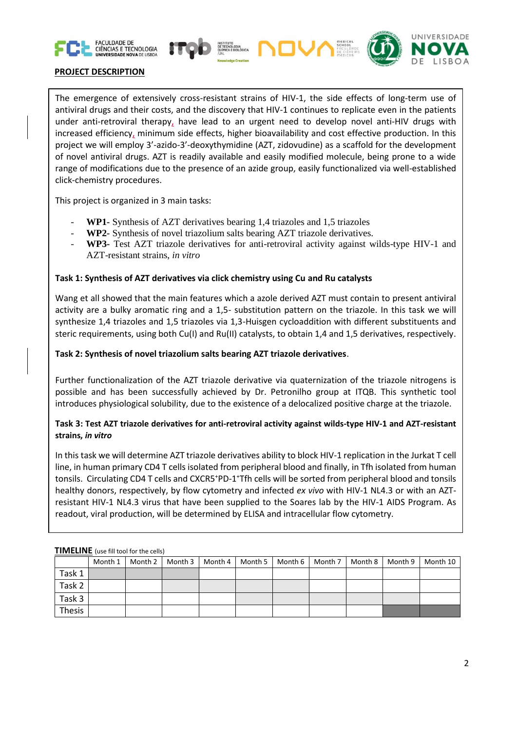**PROJECT DESCRIPTION**

The emergence of extensively cross-resistant strains of HIV-1, the side effects of long-term use of antiviral drugs and their costs, and the discovery that HIV-1 continues to replicate even in the patients under anti-retroviral therapy, have lead to an urgent need to develop novel anti-HIV drugs with increased efficiency, minimum side effects, higher bioavailability and cost effective production. In this project we will employ 3'-azido-3'-deoxythymidine (AZT, zidovudine) as a scaffold for the development of novel antiviral drugs. AZT is readily available and easily modified molecule, being prone to a wide range of modifications due to the presence of an azide group, easily functionalized via well-established click-chemistry procedures.

This project is organized in 3 main tasks:

- **WP1-** Synthesis of AZT derivatives bearing 1,4 triazoles and 1,5 triazoles
- **WP2-** Synthesis of novel triazolium salts bearing AZT triazole derivatives.
- **WP3-** Test AZT triazole derivatives for anti-retroviral activity against wilds-type HIV-1 and AZT-resistant strains, *in vitro*

**Task 1: Synthesis of AZT derivatives via click chemistry using Cu and Ru catalysts**

Wang et all showed that the main features which a azole derived AZT must contain to present antiviral activity are a bulky aromatic ring and a 1,5- substitution pattern on the triazole. In this task we will synthesize 1,4 triazoles and 1,5 triazoles via 1,3-Huisgen cycloaddition with different substituents and steric requirements, using both Cu(I) and Ru(II) catalysts, to obtain 1,4 and 1,5 derivatives, respectively.

**Task 2: Synthesis of novel triazolium salts bearing AZT triazole derivatives**.

Further functionalization of the AZT triazole derivative via quaternization of the triazole nitrogens is possible and has been successfully achieved by Dr. Petronilho group at ITQB. This synthetic tool introduces physiological solubility, due to the existence of a delocalized positive charge at the triazole.

**Task 3: Test AZT triazole derivatives for anti-retroviral activity against wilds-type HIV-1 and AZT-resistant strains, *in vitro***

In this task we will determine AZT triazole derivatives ability to block HIV-1 replication in the Jurkat T cell line, in human primary CD4 T cells isolated from peripheral blood and finally, in Tfh isolated from human tonsils. Circulating CD4 T cells and CXCR5$^+$PD-1$^+$Tfh cells will be sorted from peripheral blood and tonsils healthy donors, respectively, by flow cytometry and infected *ex vivo* with HIV-1 NL4.3 or with an AZT-resistant HIV-1 NL4.3 virus that have been supplied to the Soares lab by the HIV-1 AIDS Program. As readout, viral production, will be determined by ELISA and intracellular flow cytometry.

**TIMELINE** (use fill tool for the cells)

| | Month 1 | Month 2 | Month 3 | Month 4 | Month 5 | Month 6 | Month 7 | Month 8 | Month 9 | Month 10 |
|---|---|---|---|---|---|---|---|---|---|---|
| Task 1 | | | | | | | | | | |
| Task 2 | | | | | | | | | | |
| Task 3 | | | | | | | | | | |
| Thesis | | | | | | | | | | |